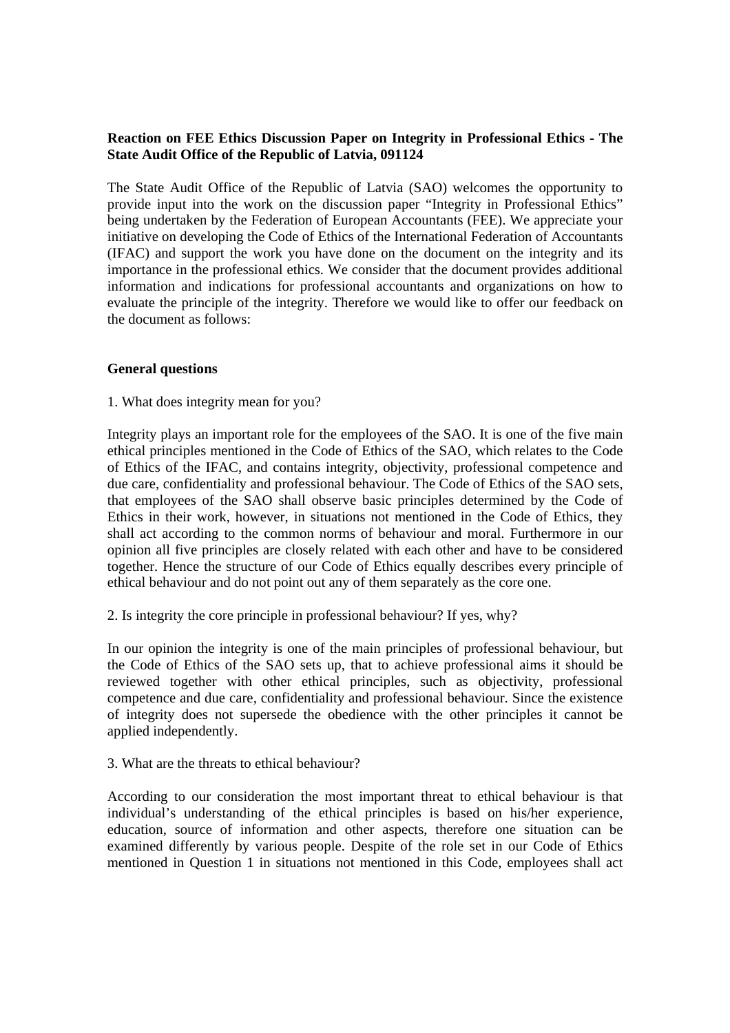**Reaction on FEE Ethics Discussion Paper on Integrity in Professional Ethics - The State Audit Office of the Republic of Latvia, 091124**

The State Audit Office of the Republic of Latvia (SAO) welcomes the opportunity to provide input into the work on the discussion paper "Integrity in Professional Ethics" being undertaken by the Federation of European Accountants (FEE). We appreciate your initiative on developing the Code of Ethics of the International Federation of Accountants (IFAC) and support the work you have done on the document on the integrity and its importance in the professional ethics. We consider that the document provides additional information and indications for professional accountants and organizations on how to evaluate the principle of the integrity. Therefore we would like to offer our feedback on the document as follows:

**General questions**

1. What does integrity mean for you?

Integrity plays an important role for the employees of the SAO. It is one of the five main ethical principles mentioned in the Code of Ethics of the SAO, which relates to the Code of Ethics of the IFAC, and contains integrity, objectivity, professional competence and due care, confidentiality and professional behaviour. The Code of Ethics of the SAO sets, that employees of the SAO shall observe basic principles determined by the Code of Ethics in their work, however, in situations not mentioned in the Code of Ethics, they shall act according to the common norms of behaviour and moral. Furthermore in our opinion all five principles are closely related with each other and have to be considered together. Hence the structure of our Code of Ethics equally describes every principle of ethical behaviour and do not point out any of them separately as the core one.

2. Is integrity the core principle in professional behaviour? If yes, why?

In our opinion the integrity is one of the main principles of professional behaviour, but the Code of Ethics of the SAO sets up, that to achieve professional aims it should be reviewed together with other ethical principles, such as objectivity, professional competence and due care, confidentiality and professional behaviour. Since the existence of integrity does not supersede the obedience with the other principles it cannot be applied independently.

3. What are the threats to ethical behaviour?

According to our consideration the most important threat to ethical behaviour is that individual's understanding of the ethical principles is based on his/her experience, education, source of information and other aspects, therefore one situation can be examined differently by various people. Despite of the role set in our Code of Ethics mentioned in Question 1 in situations not mentioned in this Code, employees shall act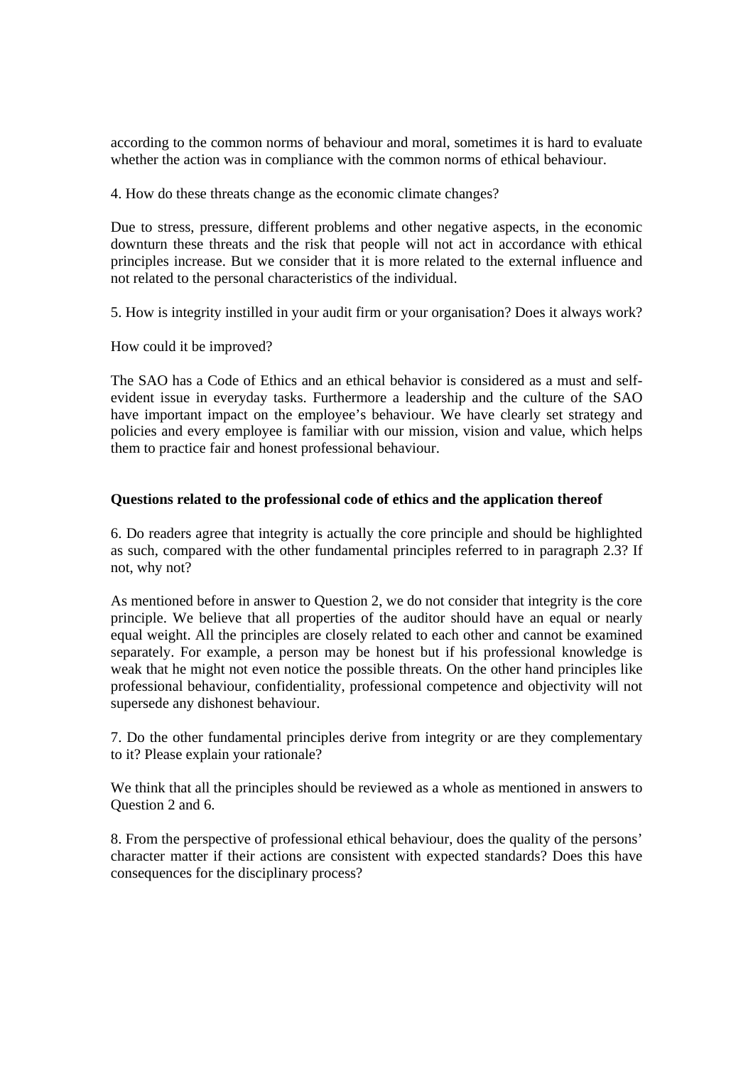according to the common norms of behaviour and moral, sometimes it is hard to evaluate whether the action was in compliance with the common norms of ethical behaviour.

4. How do these threats change as the economic climate changes?

Due to stress, pressure, different problems and other negative aspects, in the economic downturn these threats and the risk that people will not act in accordance with ethical principles increase. But we consider that it is more related to the external influence and not related to the personal characteristics of the individual.

5. How is integrity instilled in your audit firm or your organisation? Does it always work?

How could it be improved?

The SAO has a Code of Ethics and an ethical behavior is considered as a must and self-evident issue in everyday tasks. Furthermore a leadership and the culture of the SAO have important impact on the employee's behaviour. We have clearly set strategy and policies and every employee is familiar with our mission, vision and value, which helps them to practice fair and honest professional behaviour.

**Questions related to the professional code of ethics and the application thereof**

6. Do readers agree that integrity is actually the core principle and should be highlighted as such, compared with the other fundamental principles referred to in paragraph 2.3? If not, why not?

As mentioned before in answer to Question 2, we do not consider that integrity is the core principle. We believe that all properties of the auditor should have an equal or nearly equal weight. All the principles are closely related to each other and cannot be examined separately. For example, a person may be honest but if his professional knowledge is weak that he might not even notice the possible threats. On the other hand principles like professional behaviour, confidentiality, professional competence and objectivity will not supersede any dishonest behaviour.

7. Do the other fundamental principles derive from integrity or are they complementary to it? Please explain your rationale?

We think that all the principles should be reviewed as a whole as mentioned in answers to Question 2 and 6.

8. From the perspective of professional ethical behaviour, does the quality of the persons' character matter if their actions are consistent with expected standards? Does this have consequences for the disciplinary process?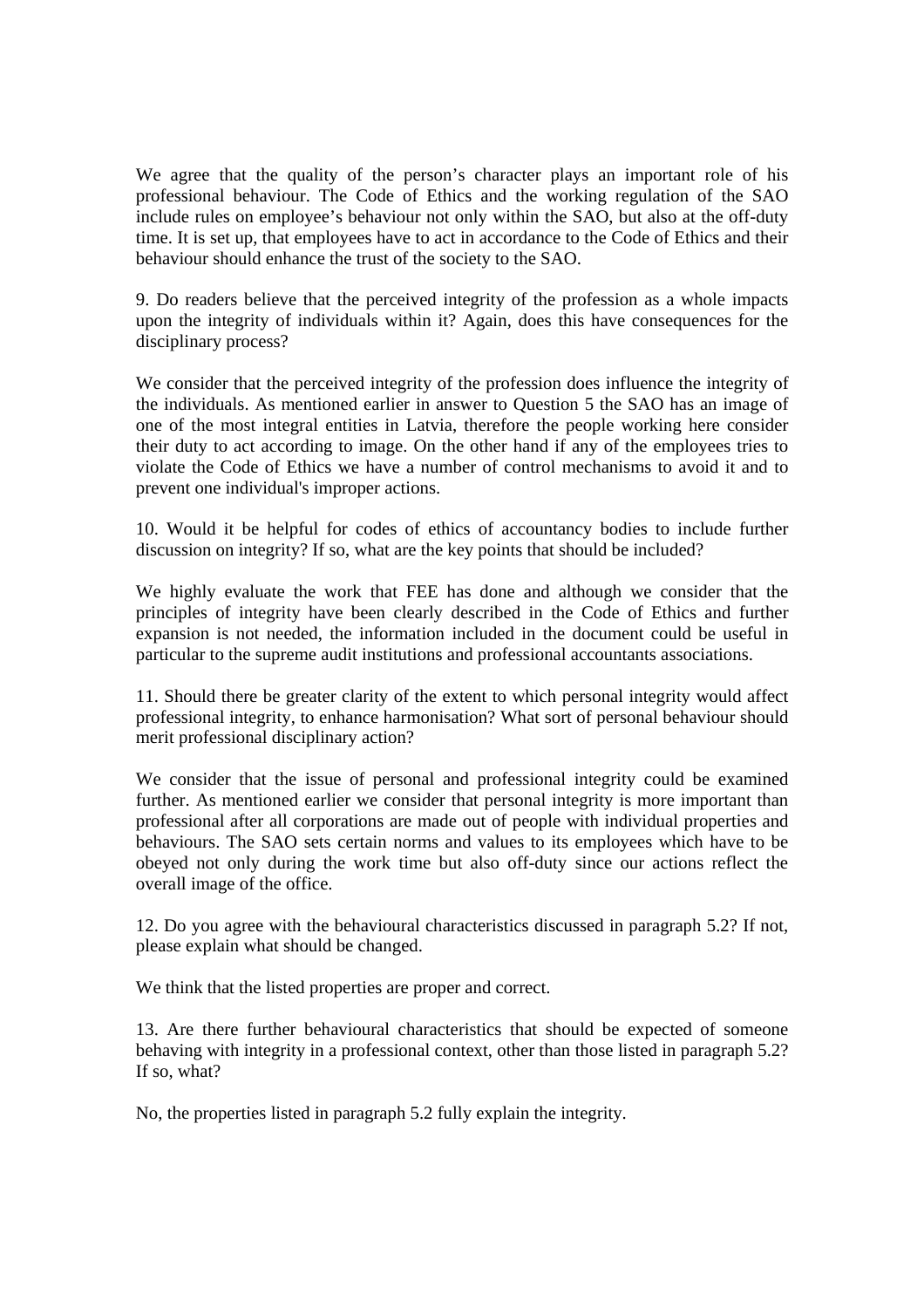We agree that the quality of the person's character plays an important role of his professional behaviour. The Code of Ethics and the working regulation of the SAO include rules on employee's behaviour not only within the SAO, but also at the off-duty time. It is set up, that employees have to act in accordance to the Code of Ethics and their behaviour should enhance the trust of the society to the SAO.

9. Do readers believe that the perceived integrity of the profession as a whole impacts upon the integrity of individuals within it? Again, does this have consequences for the disciplinary process?

We consider that the perceived integrity of the profession does influence the integrity of the individuals. As mentioned earlier in answer to Question 5 the SAO has an image of one of the most integral entities in Latvia, therefore the people working here consider their duty to act according to image. On the other hand if any of the employees tries to violate the Code of Ethics we have a number of control mechanisms to avoid it and to prevent one individual's improper actions.

10. Would it be helpful for codes of ethics of accountancy bodies to include further discussion on integrity? If so, what are the key points that should be included?

We highly evaluate the work that FEE has done and although we consider that the principles of integrity have been clearly described in the Code of Ethics and further expansion is not needed, the information included in the document could be useful in particular to the supreme audit institutions and professional accountants associations.

11. Should there be greater clarity of the extent to which personal integrity would affect professional integrity, to enhance harmonisation? What sort of personal behaviour should merit professional disciplinary action?

We consider that the issue of personal and professional integrity could be examined further. As mentioned earlier we consider that personal integrity is more important than professional after all corporations are made out of people with individual properties and behaviours. The SAO sets certain norms and values to its employees which have to be obeyed not only during the work time but also off-duty since our actions reflect the overall image of the office.

12. Do you agree with the behavioural characteristics discussed in paragraph 5.2? If not, please explain what should be changed.

We think that the listed properties are proper and correct.

13. Are there further behavioural characteristics that should be expected of someone behaving with integrity in a professional context, other than those listed in paragraph 5.2? If so, what?

No, the properties listed in paragraph 5.2 fully explain the integrity.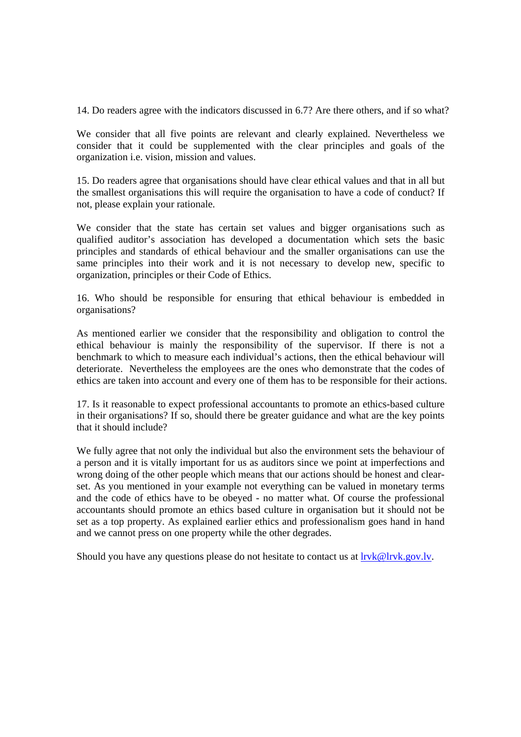14. Do readers agree with the indicators discussed in 6.7? Are there others, and if so what?

We consider that all five points are relevant and clearly explained. Nevertheless we consider that it could be supplemented with the clear principles and goals of the organization i.e. vision, mission and values.

15. Do readers agree that organisations should have clear ethical values and that in all but the smallest organisations this will require the organisation to have a code of conduct? If not, please explain your rationale.

We consider that the state has certain set values and bigger organisations such as qualified auditor's association has developed a documentation which sets the basic principles and standards of ethical behaviour and the smaller organisations can use the same principles into their work and it is not necessary to develop new, specific to organization, principles or their Code of Ethics.

16. Who should be responsible for ensuring that ethical behaviour is embedded in organisations?

As mentioned earlier we consider that the responsibility and obligation to control the ethical behaviour is mainly the responsibility of the supervisor. If there is not a benchmark to which to measure each individual's actions, then the ethical behaviour will deteriorate. Nevertheless the employees are the ones who demonstrate that the codes of ethics are taken into account and every one of them has to be responsible for their actions.

17. Is it reasonable to expect professional accountants to promote an ethics-based culture in their organisations? If so, should there be greater guidance and what are the key points that it should include?

We fully agree that not only the individual but also the environment sets the behaviour of a person and it is vitally important for us as auditors since we point at imperfections and wrong doing of the other people which means that our actions should be honest and clear-set. As you mentioned in your example not everything can be valued in monetary terms and the code of ethics have to be obeyed - no matter what. Of course the professional accountants should promote an ethics based culture in organisation but it should not be set as a top property. As explained earlier ethics and professionalism goes hand in hand and we cannot press on one property while the other degrades.

Should you have any questions please do not hesitate to contact us at [lrvk@lrvk.gov.lv](mailto:lrvk@lrvk.gov.lv).